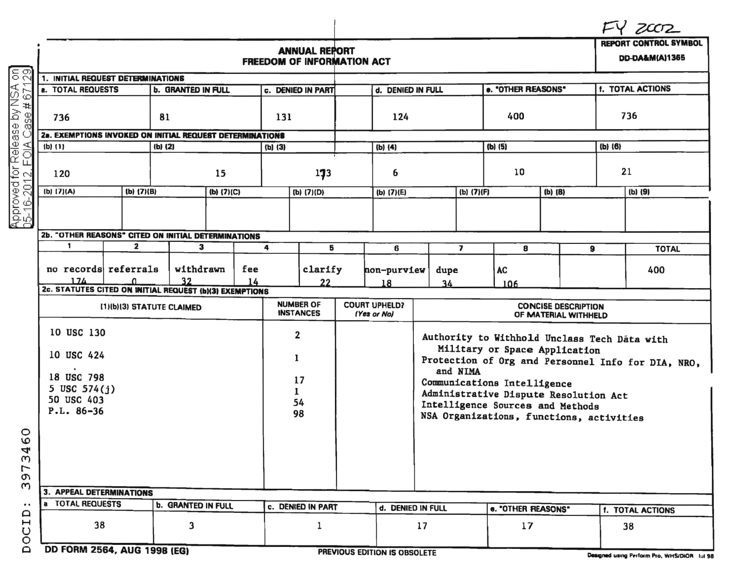FY 2002

# ANNUAL REPORT
# FREEDOM OF INFORMATION ACT

**REPORT CONTROL SYMBOL**
**DD-DA&M(A)1365**

Approved for Release by NSA on 05-16-2012, FOIA Case # 67129

## 1. INITIAL REQUEST DETERMINATIONS

| a. TOTAL REQUESTS | b. GRANTED IN FULL | c. DENIED IN PART | d. DENIED IN FULL | e. "OTHER REASONS" | f. TOTAL ACTIONS |
|---|---|---|---|---|---|
| 736 | 81 | 131 | 124 | 400 | 736 |

## 2a. EXEMPTIONS INVOKED ON INITIAL REQUEST DETERMINATIONS

| (b) (1) | (b) (2) | (b) (3) | (b) (4) | (b) (5) | (b) (6) |
|---|---|---|---|---|---|
| 120 | 15 | 173 | 6 | 10 | 21 |

| (b) (7)(A) | (b) (7)(B) | (b) (7)(C) | (b) (7)(D) | (b) (7)(E) | (b) (7)(F) | (b) (8) | (b) (9) |
|---|---|---|---|---|---|---|---|
| | | | | | | | |

## 2b. "OTHER REASONS" CITED ON INITIAL DETERMINATIONS

| 1 | 2 | 3 | 4 | 5 | 6 | 7 | 8 | 9 | TOTAL |
|---|---|---|---|---|---|---|---|---|---|
| no records 174 | referrals 0 | withdrawn 32 | fee 14 | clarify 22 | non-purview 18 | dupe 34 | AC 106 | | 400 |

## 2c. STATUTES CITED ON INITIAL REQUEST (b)(3) EXEMPTIONS

| (1)(b)(3) STATUTE CLAIMED | NUMBER OF INSTANCES | COURT UPHELD? (Yes or No) | CONCISE DESCRIPTION OF MATERIAL WITHHELD |
|---|---|---|---|
| 10 USC 130 | 2 | | Authority to Withhold Unclass Tech Data with Military or Space Application |
| 10 USC 424 | 1 | | Protection of Org and Personnel Info for DIA, NRO, and NIMA |
| 18 USC 798 | 17 | | Communications Intelligence |
| 5 USC 574(j) | 1 | | Administrative Dispute Resolution Act |
| 50 USC 403 | 54 | | Intelligence Sources and Methods |
| P.L. 86-36 | 98 | | NSA Organizations, functions, activities |

## 3. APPEAL DETERMINATIONS

| a. TOTAL REQUESTS | b. GRANTED IN FULL | c. DENIED IN PART | d. DENIED IN FULL | e. "OTHER REASONS" | f. TOTAL ACTIONS |
|---|---|---|---|---|---|
| 38 | 3 | 1 | 17 | 17 | 38 |

DD FORM 2564, AUG 1998 (EG) PREVIOUS EDITION IS OBSOLETE Designed using Perform Pro, WHS/DIOR Jul 98

DOCID: 3973460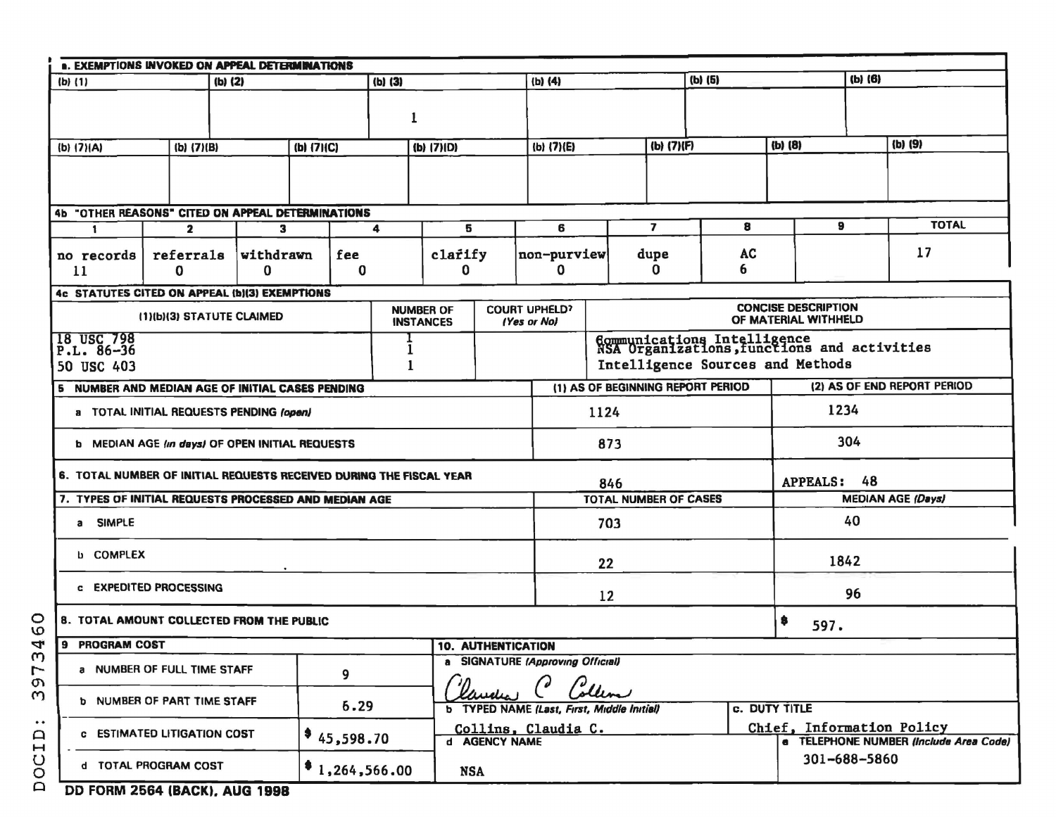**a. EXEMPTIONS INVOKED ON APPEAL DETERMINATIONS**

| (b) (1) | (b) (2) | (b) (3) | (b) (4) | (b) (5) | (b) (6) |
|---|---|---|---|---|---|
| | | 1 | | | |

| (b) (7)(A) | (b) (7)(B) | (b) (7)(C) | (b) (7)(D) | (b) (7)(E) | (b) (7)(F) | (b) (8) | (b) (9) |
|---|---|---|---|---|---|---|---|
| | | | | | | | |

**4b "OTHER REASONS" CITED ON APPEAL DETERMINATIONS**

| 1 | 2 | 3 | 4 | 5 | 6 | 7 | 8 | 9 | TOTAL |
|---|---|---|---|---|---|---|---|---|---|
| no records 11 | referrals 0 | withdrawn 0 | fee 0 | clarify 0 | non-purview 0 | dupe 0 | AC 6 | | 17 |

**4c STATUTES CITED ON APPEAL (b)(3) EXEMPTIONS**

| (1)(b)(3) STATUTE CLAIMED | NUMBER OF INSTANCES | COURT UPHELD? *(Yes or No)* | CONCISE DESCRIPTION OF MATERIAL WITHHELD |
|---|---|---|---|
| 18 USC 798 | 1 | | Communications Intelligence |
| P.L. 86-36 | 1 | | NSA Organizations,functions and activities |
| 50 USC 403 | 1 | | Intelligence Sources and Methods |

**5 NUMBER AND MEDIAN AGE OF INITIAL CASES PENDING**

| | (1) AS OF BEGINNING REPORT PERIOD | (2) AS OF END REPORT PERIOD |
|---|---|---|
| a TOTAL INITIAL REQUESTS PENDING *(open)* | 1124 | 1234 |
| b MEDIAN AGE *(in days)* OF OPEN INITIAL REQUESTS | 873 | 304 |

**6. TOTAL NUMBER OF INITIAL REQUESTS RECEIVED DURING THE FISCAL YEAR** 846 APPEALS: 48

**7. TYPES OF INITIAL REQUESTS PROCESSED AND MEDIAN AGE**

| | TOTAL NUMBER OF CASES | MEDIAN AGE *(Days)* |
|---|---|---|
| a SIMPLE | 703 | 40 |
| b COMPLEX | 22 | 1842 |
| c EXPEDITED PROCESSING | 12 | 96 |

**8. TOTAL AMOUNT COLLECTED FROM THE PUBLIC** $ 597.

**9 PROGRAM COST**

| | |
|---|---|
| a NUMBER OF FULL TIME STAFF | 9 |
| b NUMBER OF PART TIME STAFF | 6.29 |
| c ESTIMATED LITIGATION COST | $ 45,598.70 |
| d TOTAL PROGRAM COST | $ 1,264,566.00 |

**10. AUTHENTICATION**

a SIGNATURE *(Approving Official)*: Claudia C Collins

b TYPED NAME *(Last, First, Middle Initial)*: Collins, Claudia C.

c. DUTY TITLE: Chief, Information Policy

d AGENCY NAME: NSA

e TELEPHONE NUMBER *(Include Area Code)*: 301-688-5860

DD FORM 2564 (BACK), AUG 1998

DOCID: 3973460